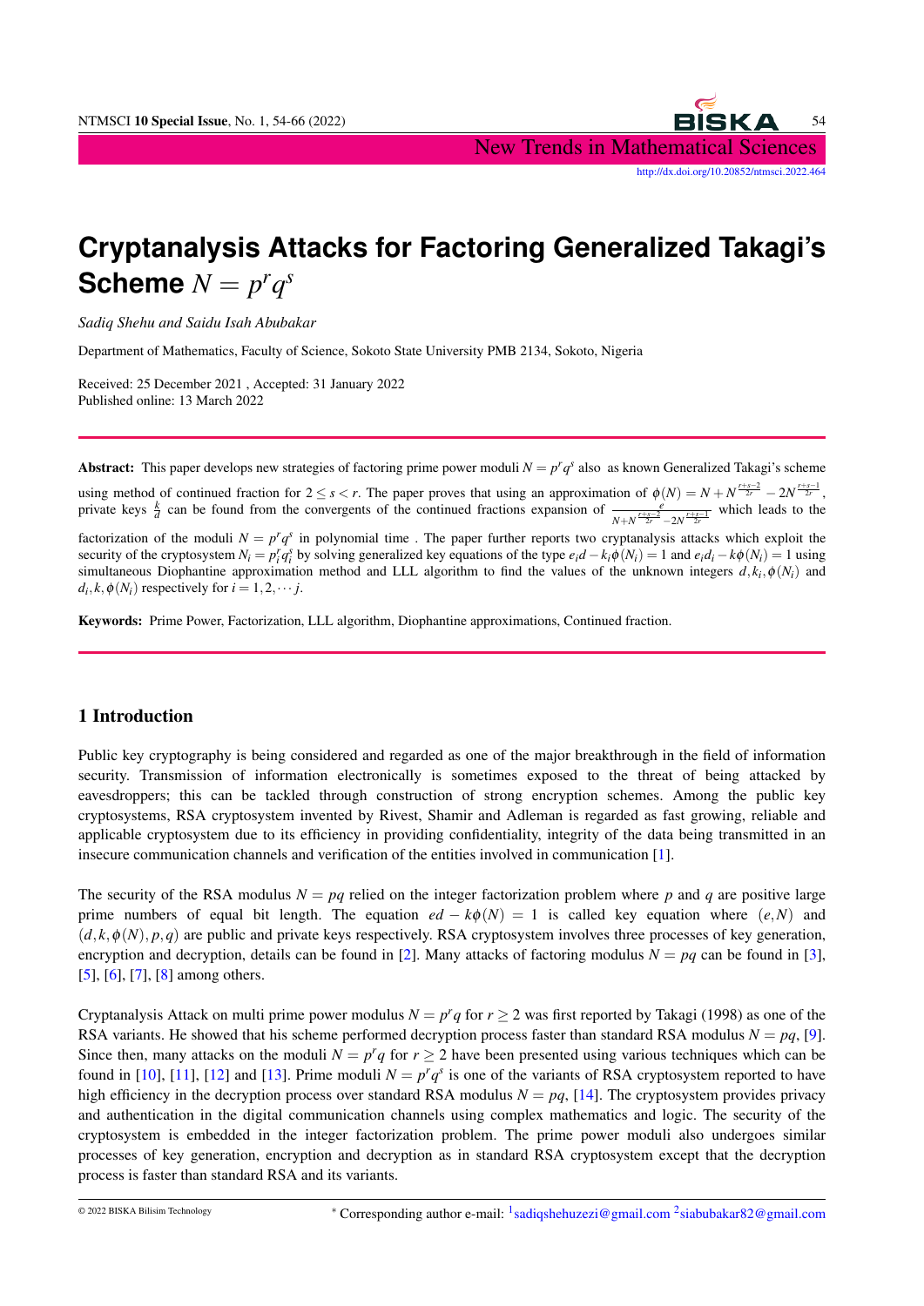# Cryptanalysis Attacks for Factoring Generalized Takagi's Scheme $N = p^r q^s$

*Sadiq Shehu and Saidu Isah Abubakar*

Department of Mathematics, Faculty of Science, Sokoto State University PMB 2134, Sokoto, Nigeria

Received: 25 December 2021 , Accepted: 31 January 2022
Published online: 13 March 2022

**Abstract:** This paper develops new strategies of factoring prime power moduli $N = p^r q^s$ also as known Generalized Takagi's scheme using method of continued fraction for $2 \leq s < r$. The paper proves that using an approximation of $\phi(N) = N + N^{\frac{r+s-2}{2r}} - 2N^{\frac{r+s-1}{2r}}$, private keys $\frac{k}{d}$ can be found from the convergents of the continued fractions expansion of $\frac{e}{N+N^{\frac{r+s-2}{2r}}-2N^{\frac{r+s-1}{2r}}}$ which leads to the factorization of the moduli $N = p^r q^s$ in polynomial time . The paper further reports two cryptanalysis attacks which exploit the security of the cryptosystem $N_i = p_i^r q_i^s$ by solving generalized key equations of the type $e_i d - k_i \phi(N_i) = 1$ and $e_i d_i - k\phi(N_i) = 1$ using simultaneous Diophantine approximation method and LLL algorithm to find the values of the unknown integers $d, k_i, \phi(N_i)$ and $d_i, k, \phi(N_i)$ respectively for $i = 1, 2, \cdots j$.

**Keywords:** Prime Power, Factorization, LLL algorithm, Diophantine approximations, Continued fraction.

## 1 Introduction

Public key cryptography is being considered and regarded as one of the major breakthrough in the field of information security. Transmission of information electronically is sometimes exposed to the threat of being attacked by eavesdroppers; this can be tackled through construction of strong encryption schemes. Among the public key cryptosystems, RSA cryptosystem invented by Rivest, Shamir and Adleman is regarded as fast growing, reliable and applicable cryptosystem due to its efficiency in providing confidentiality, integrity of the data being transmitted in an insecure communication channels and verification of the entities involved in communication [1].

The security of the RSA modulus $N = pq$ relied on the integer factorization problem where $p$ and $q$ are positive large prime numbers of equal bit length. The equation $ed - k\phi(N) = 1$ is called key equation where $(e,N)$ and $(d,k,\phi(N),p,q)$ are public and private keys respectively. RSA cryptosystem involves three processes of key generation, encryption and decryption, details can be found in [2]. Many attacks of factoring modulus $N = pq$ can be found in [3], [5], [6], [7], [8] among others.

Cryptanalysis Attack on multi prime power modulus $N = p^r q$ for $r \geq 2$ was first reported by Takagi (1998) as one of the RSA variants. He showed that his scheme performed decryption process faster than standard RSA modulus $N = pq$, [9]. Since then, many attacks on the moduli $N = p^r q$ for $r \geq 2$ have been presented using various techniques which can be found in [10], [11], [12] and [13]. Prime moduli $N = p^r q^s$ is one of the variants of RSA cryptosystem reported to have high efficiency in the decryption process over standard RSA modulus $N = pq$, [14]. The cryptosystem provides privacy and authentication in the digital communication channels using complex mathematics and logic. The security of the cryptosystem is embedded in the integer factorization problem. The prime power moduli also undergoes similar processes of key generation, encryption and decryption as in standard RSA cryptosystem except that the decryption process is faster than standard RSA and its variants.

* Corresponding author e-mail: [1]sadiqshehuzezi@gmail.com [2]siabubakar82@gmail.com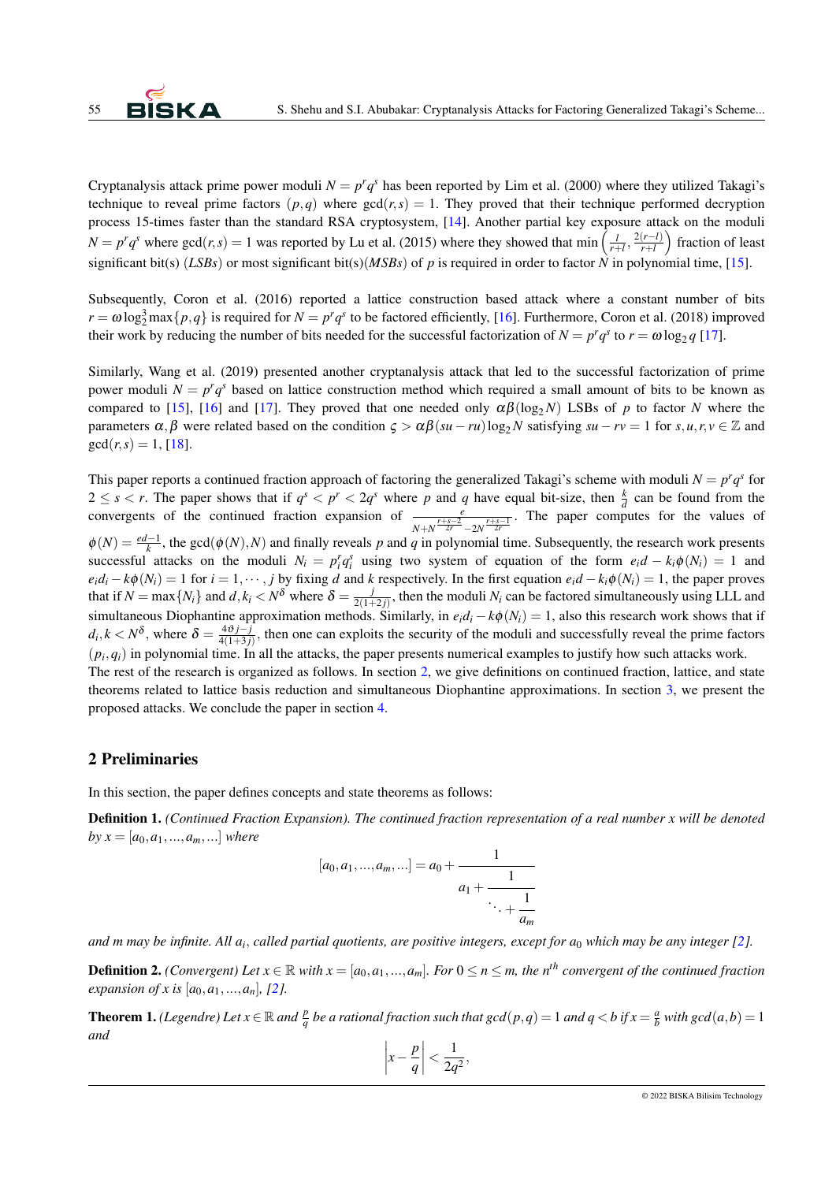Cryptanalysis attack prime power moduli $N = p^r q^s$ has been reported by Lim et al. (2000) where they utilized Takagi's technique to reveal prime factors $(p,q)$ where $\gcd(r,s) = 1$. They proved that their technique performed decryption process 15-times faster than the standard RSA cryptosystem, [14]. Another partial key exposure attack on the moduli $N = p^r q^s$ where $\gcd(r,s) = 1$ was reported by Lu et al. (2015) where they showed that $\min\left(\frac{l}{r+l}, \frac{2(r-l)}{r+l}\right)$ fraction of least significant bit(s) (*LSBs*) or most significant bit(s)(*MSBs*) of $p$ is required in order to factor $N$ in polynomial time, [15].

Subsequently, Coron et al. (2016) reported a lattice construction based attack where a constant number of bits $r = \omega \log_2^3 \max\{p,q\}$ is required for $N = p^r q^s$ to be factored efficiently, [16]. Furthermore, Coron et al. (2018) improved their work by reducing the number of bits needed for the successful factorization of $N = p^r q^s$ to $r = \omega \log_2 q$ [17].

Similarly, Wang et al. (2019) presented another cryptanalysis attack that led to the successful factorization of prime power moduli $N = p^r q^s$ based on lattice construction method which required a small amount of bits to be known as compared to [15], [16] and [17]. They proved that one needed only $\alpha\beta(\log_2 N)$ LSBs of $p$ to factor $N$ where the parameters $\alpha, \beta$ were related based on the condition $\varsigma > \alpha\beta(su - ru)\log_2 N$ satisfying $su - rv = 1$ for $s,u,r,v \in \mathbb{Z}$ and $\gcd(r,s) = 1$, [18].

This paper reports a continued fraction approach of factoring the generalized Takagi's scheme with moduli $N = p^r q^s$ for $2 \leq s < r$. The paper shows that if $q^s < p^r < 2q^s$ where $p$ and $q$ have equal bit-size, then $\frac{k}{d}$ can be found from the convergents of the continued fraction expansion of $\frac{e}{N + N^{\frac{r+s-2}{2r}} - 2N^{\frac{r+s-1}{2r}}}$. The paper computes for the values of $\phi(N) = \frac{ed-1}{k}$, the $\gcd(\phi(N), N)$ and finally reveals $p$ and $q$ in polynomial time. Subsequently, the research work presents successful attacks on the moduli $N_i = p_i^r q_i^s$ using two system of equation of the form $e_i d - k_i \phi(N_i) = 1$ and $e_i d_i - k\phi(N_i) = 1$ for $i = 1, \cdots, j$ by fixing $d$ and $k$ respectively. In the first equation $e_i d - k_i \phi(N_i) = 1$, the paper proves that if $N = \max\{N_i\}$ and $d, k_i < N^{\delta}$ where $\delta = \frac{j}{2(1+2j)}$, then the moduli $N_i$ can be factored simultaneously using LLL and simultaneous Diophantine approximation methods. Similarly, in $e_i d_i - k\phi(N_i) = 1$, also this research work shows that if $d_i, k < N^{\delta}$, where $\delta = \frac{4\vartheta j - j}{4(1+3j)}$, then one can exploits the security of the moduli and successfully reveal the prime factors $(p_i, q_i)$ in polynomial time. In all the attacks, the paper presents numerical examples to justify how such attacks work.
The rest of the research is organized as follows. In section 2, we give definitions on continued fraction, lattice, and state theorems related to lattice basis reduction and simultaneous Diophantine approximations. In section 3, we present the proposed attacks. We conclude the paper in section 4.

## 2 Preliminaries

In this section, the paper defines concepts and state theorems as follows:

**Definition 1.** *(Continued Fraction Expansion). The continued fraction representation of a real number $x$ will be denoted by $x = [a_0, a_1, ..., a_m, ...]$ where*

$$[a_0, a_1, ..., a_m, ...] = a_0 + \cfrac{1}{a_1 + \cfrac{1}{\ddots + \cfrac{1}{a_m}}}$$

*and $m$ may be infinite. All $a_i$, called partial quotients, are positive integers, except for $a_0$ which may be any integer [2].*

**Definition 2.** *(Convergent) Let $x \in \mathbb{R}$ with $x = [a_0, a_1, ..., a_m]$. For $0 \leq n \leq m$, the $n^{th}$ convergent of the continued fraction expansion of $x$ is $[a_0, a_1, ..., a_n]$, [2].*

**Theorem 1.** *(Legendre) Let $x \in \mathbb{R}$ and $\frac{p}{q}$ be a rational fraction such that $\gcd(p,q) = 1$ and $q < b$ if $x = \frac{a}{b}$ with $\gcd(a,b) = 1$ and*

$$\left| x - \frac{p}{q} \right| < \frac{1}{2q^2},$$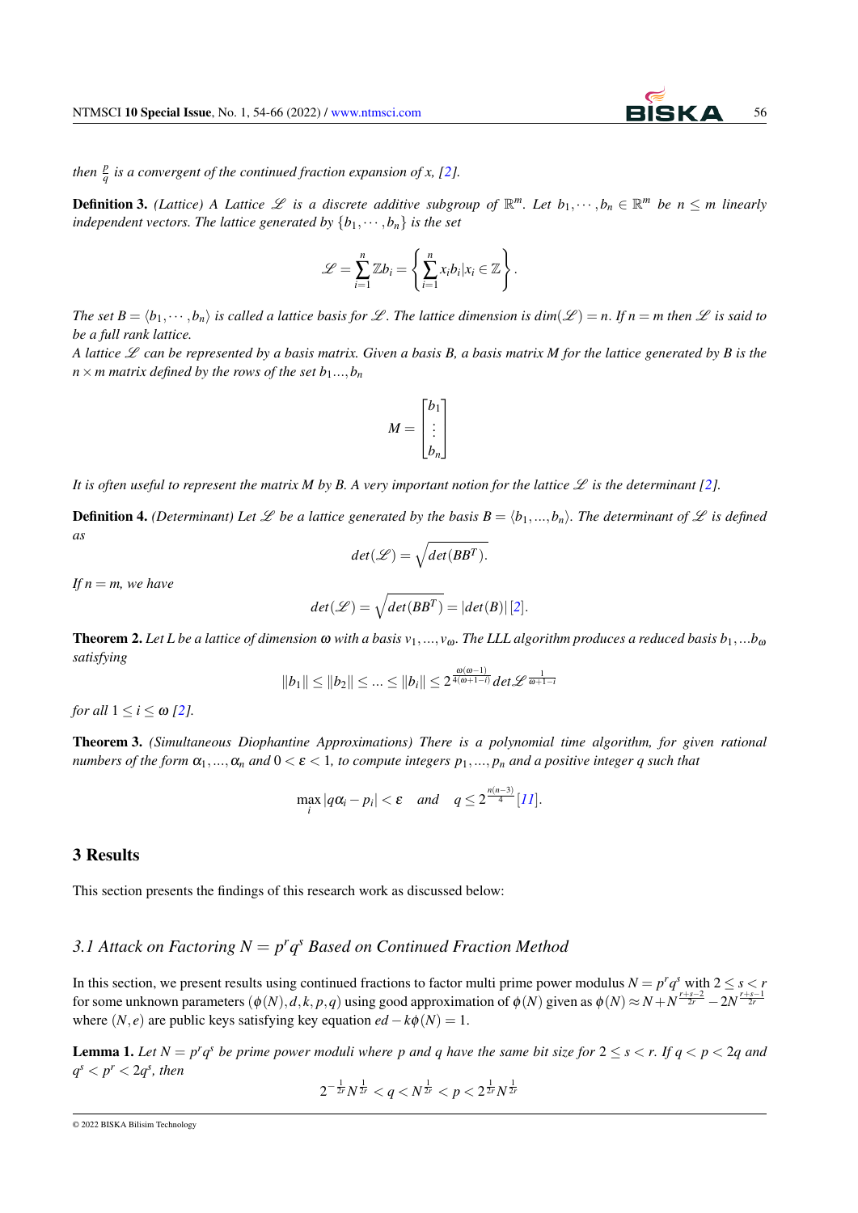*then* $\frac{p}{q}$ *is a convergent of the continued fraction expansion of x, [2].*

**Definition 3.** *(Lattice) A Lattice* $\mathscr{L}$ *is a discrete additive subgroup of* $\mathbb{R}^m$*. Let* $b_1, \cdots, b_n \in \mathbb{R}^m$ *be* $n \leq m$ *linearly independent vectors. The lattice generated by* $\{b_1, \cdots, b_n\}$ *is the set*

$$\mathscr{L} = \sum_{i=1}^{n} \mathbb{Z} b_i = \left\{ \sum_{i=1}^{n} x_i b_i | x_i \in \mathbb{Z} \right\}.$$

*The set* $B = \langle b_1, \cdots, b_n \rangle$ *is called a lattice basis for* $\mathscr{L}$*. The lattice dimension is* $dim(\mathscr{L}) = n$*. If* $n = m$ *then* $\mathscr{L}$ *is said to be a full rank lattice.*

*A lattice* $\mathscr{L}$ *can be represented by a basis matrix. Given a basis B, a basis matrix M for the lattice generated by B is the* $n \times m$ *matrix defined by the rows of the set* $b_1 ..., b_n$

$$M = \begin{bmatrix} b_1 \\ \vdots \\ b_n \end{bmatrix}$$

*It is often useful to represent the matrix M by B. A very important notion for the lattice* $\mathscr{L}$ *is the determinant [2].*

**Definition 4.** *(Determinant) Let* $\mathscr{L}$ *be a lattice generated by the basis* $B = \langle b_1, ..., b_n \rangle$*. The determinant of* $\mathscr{L}$ *is defined as*

$$det(\mathscr{L}) = \sqrt{det(BB^T)}.$$

*If* $n = m$*, we have*

$$det(\mathscr{L}) = \sqrt{det(BB^T)} = |det(B)| \, [2].$$

**Theorem 2.** *Let L be a lattice of dimension* $\omega$ *with a basis* $v_1, ..., v_\omega$*. The LLL algorithm produces a reduced basis* $b_1, ... b_\omega$ *satisfying*

$$\|b_1\| \leq \|b_2\| \leq ... \leq \|b_i\| \leq 2^{\frac{\omega(\omega-1)}{4(\omega+1-i)}} det \mathscr{L}^{\frac{1}{\omega+1-i}}$$

*for all* $1 \leq i \leq \omega$ *[2].*

**Theorem 3.** *(Simultaneous Diophantine Approximations) There is a polynomial time algorithm, for given rational numbers of the form* $\alpha_1, ..., \alpha_n$ *and* $0 < \varepsilon < 1$*, to compute integers* $p_1, ..., p_n$ *and a positive integer q such that*

$$\max_i |q\alpha_i - p_i| < \varepsilon \quad and \quad q \leq 2^{\frac{n(n-3)}{4}} \, [11].$$

## 3 Results

This section presents the findings of this research work as discussed below:

### *3.1 Attack on Factoring* $N = p^r q^s$ *Based on Continued Fraction Method*

In this section, we present results using continued fractions to factor multi prime power modulus $N = p^r q^s$ with $2 \leq s < r$ for some unknown parameters $(\phi(N), d, k, p, q)$ using good approximation of $\phi(N)$ given as $\phi(N) \approx N + N^{\frac{r+s-2}{2r}} - 2N^{\frac{r+s-1}{2r}}$ where $(N, e)$ are public keys satisfying key equation $ed - k\phi(N) = 1$.

**Lemma 1.** *Let* $N = p^r q^s$ *be prime power moduli where p and q have the same bit size for* $2 \leq s < r$*. If* $q < p < 2q$ *and* $q^s < p^r < 2q^s$*, then*

$$2^{-\frac{1}{2r}} N^{\frac{1}{2r}} < q < N^{\frac{1}{2r}} < p < 2^{\frac{1}{2r}} N^{\frac{1}{2r}}$$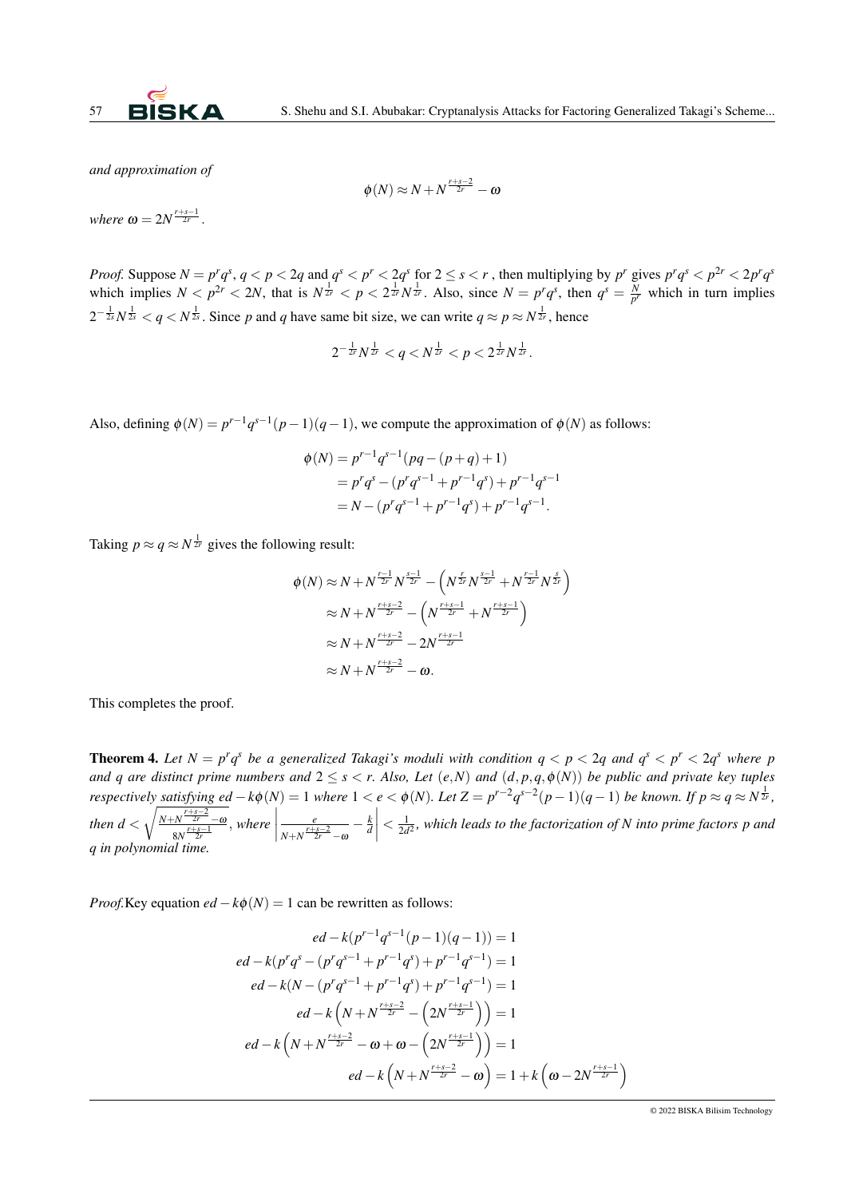*and approximation of*

$$\phi(N) \approx N + N^{\frac{r+s-2}{2r}} - \omega$$

*where* $\omega = 2N^{\frac{r+s-1}{2r}}$.

*Proof.* Suppose $N = p^r q^s$, $q < p < 2q$ and $q^s < p^r < 2q^s$ for $2 \leq s < r$ , then multiplying by $p^r$ gives $p^r q^s < p^{2r} < 2p^r q^s$ which implies $N < p^{2r} < 2N$, that is $N^{\frac{1}{2r}} < p < 2^{\frac{1}{2r}} N^{\frac{1}{2r}}$. Also, since $N = p^r q^s$, then $q^s = \frac{N}{p^r}$ which in turn implies $2^{-\frac{1}{2s}} N^{\frac{1}{2s}} < q < N^{\frac{1}{2s}}$. Since $p$ and $q$ have same bit size, we can write $q \approx p \approx N^{\frac{1}{2r}}$, hence

$$2^{-\frac{1}{2r}} N^{\frac{1}{2r}} < q < N^{\frac{1}{2r}} < p < 2^{\frac{1}{2r}} N^{\frac{1}{2r}}.$$

Also, defining $\phi(N) = p^{r-1}q^{s-1}(p-1)(q-1)$, we compute the approximation of $\phi(N)$ as follows:

$$\begin{aligned}
\phi(N) &= p^{r-1}q^{s-1}(pq - (p+q) + 1) \\
&= p^r q^s - (p^r q^{s-1} + p^{r-1} q^s) + p^{r-1} q^{s-1} \\
&= N - (p^r q^{s-1} + p^{r-1} q^s) + p^{r-1} q^{s-1}.
\end{aligned}$$

Taking $p \approx q \approx N^{\frac{1}{2r}}$ gives the following result:

$$\begin{aligned}
\phi(N) &\approx N + N^{\frac{r-1}{2r}} N^{\frac{s-1}{2r}} - \left( N^{\frac{r}{2r}} N^{\frac{s-1}{2r}} + N^{\frac{r-1}{2r}} N^{\frac{s}{2r}} \right) \\
&\approx N + N^{\frac{r+s-2}{2r}} - \left( N^{\frac{r+s-1}{2r}} + N^{\frac{r+s-1}{2r}} \right) \\
&\approx N + N^{\frac{r+s-2}{2r}} - 2N^{\frac{r+s-1}{2r}} \\
&\approx N + N^{\frac{r+s-2}{2r}} - \omega.
\end{aligned}$$

This completes the proof.

**Theorem 4.** *Let $N = p^r q^s$ be a generalized Takagi's moduli with condition $q < p < 2q$ and $q^s < p^r < 2q^s$ where $p$ and $q$ are distinct prime numbers and $2 \leq s < r$. Also, Let $(e,N)$ and $(d, p, q, \phi(N))$ be public and private key tuples respectively satisfying $ed - k\phi(N) = 1$ where $1 < e < \phi(N)$. Let $Z = p^{r-2}q^{s-2}(p-1)(q-1)$ be known. If $p \approx q \approx N^{\frac{1}{2r}}$, then $d < \sqrt{\frac{N + N^{\frac{r+s-2}{2r}} - \omega}{8N^{\frac{r+s-1}{2r}}}}$, where $\left| \frac{e}{N + N^{\frac{r+s-2}{2r}} - \omega} - \frac{k}{d} \right| < \frac{1}{2d^2}$, which leads to the factorization of $N$ into prime factors $p$ and $q$ in polynomial time.*

*Proof.* Key equation $ed - k\phi(N) = 1$ can be rewritten as follows:

$$\begin{aligned}
ed - k(p^{r-1}q^{s-1}(p-1)(q-1)) &= 1 \\
ed - k(p^r q^s - (p^r q^{s-1} + p^{r-1} q^s) + p^{r-1} q^{s-1}) &= 1 \\
ed - k(N - (p^r q^{s-1} + p^{r-1} q^s) + p^{r-1} q^{s-1}) &= 1 \\
ed - k\left(N + N^{\frac{r+s-2}{2r}} - \left(2N^{\frac{r+s-1}{2r}}\right)\right) &= 1 \\
ed - k\left(N + N^{\frac{r+s-2}{2r}} - \omega + \omega - \left(2N^{\frac{r+s-1}{2r}}\right)\right) &= 1 \\
ed - k\left(N + N^{\frac{r+s-2}{2r}} - \omega\right) &= 1 + k\left(\omega - 2N^{\frac{r+s-1}{2r}}\right)
\end{aligned}$$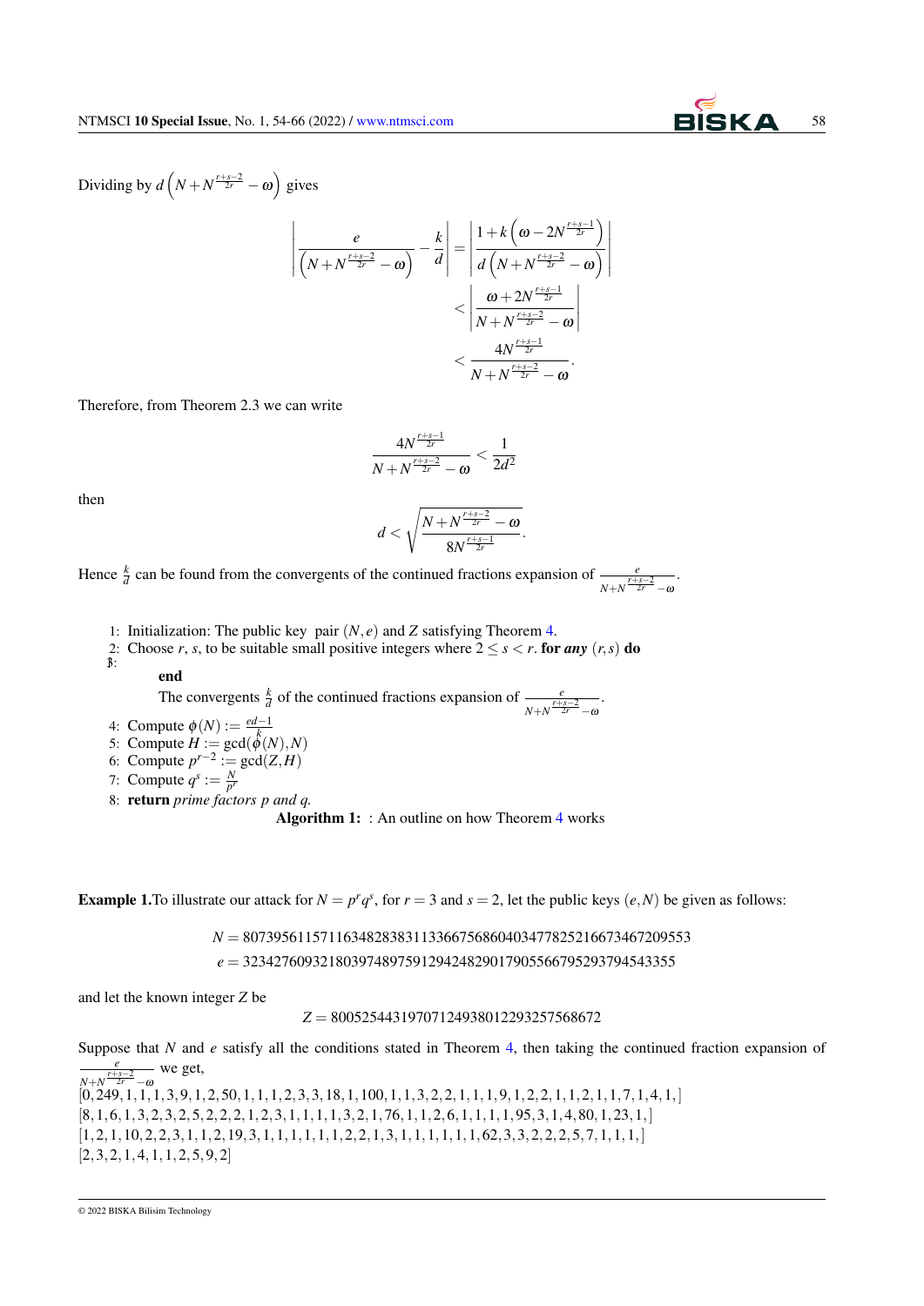Dividing by $d\left(N+N^{\frac{r+s-2}{2r}}-\omega\right)$ gives

$$\left|\frac{e}{\left(N+N^{\frac{r+s-2}{2r}}-\omega\right)}-\frac{k}{d}\right| = \left|\frac{1+k\left(\omega-2N^{\frac{r+s-1}{2r}}\right)}{d\left(N+N^{\frac{r+s-2}{2r}}-\omega\right)}\right|$$

$$< \left|\frac{\omega+2N^{\frac{r+s-1}{2r}}}{N+N^{\frac{r+s-2}{2r}}-\omega}\right|$$

$$< \frac{4N^{\frac{r+s-1}{2r}}}{N+N^{\frac{r+s-2}{2r}}-\omega}.$$

Therefore, from Theorem 2.3 we can write

$$\frac{4N^{\frac{r+s-1}{2r}}}{N+N^{\frac{r+s-2}{2r}}-\omega} < \frac{1}{2d^2}$$

then

$$d < \sqrt{\frac{N+N^{\frac{r+s-2}{2r}}-\omega}{8N^{\frac{r+s-1}{2r}}}}.$$

Hence $\frac{k}{d}$ can be found from the convergents of the continued fractions expansion of $\frac{e}{N+N^{\frac{r+s-2}{2r}}-\omega}$.

1: Initialization: The public key pair $(N,e)$ and $Z$ satisfying Theorem 4.
2: Choose $r$, $s$, to be suitable small positive integers where $2 \le s < r$. **for** ***any*** $(r,s)$ **do**
3: The convergents $\frac{k}{d}$ of the continued fractions expansion of $\frac{e}{N+N^{\frac{r+s-2}{2r}}-\omega}$.
**end**
4: Compute $\phi(N) := \frac{ed-1}{k}$
5: Compute $H := \gcd(\phi(N), N)$
6: Compute $p^{r-2} := \gcd(Z, H)$
7: Compute $q^s := \frac{N}{p^r}$
8: **return** *prime factors p and q.*

**Algorithm 1:** : An outline on how Theorem 4 works

**Example 1.** To illustrate our attack for $N = p^r q^s$, for $r = 3$ and $s = 2$, let the public keys $(e,N)$ be given as follows:

$$N = 80739561157116348283831133667568604034778252166734672095533$$
$$e = 32342760932180397489759129424829017905566795293794543355$$

and let the known integer $Z$ be

$$Z = 800525443197071249380122932575686 72$$

Suppose that $N$ and $e$ satisfy all the conditions stated in Theorem 4, then taking the continued fraction expansion of $\frac{e}{N+N^{\frac{r+s-2}{2r}}-\omega}$ we get,

[0, 249, 1, 1, 1, 3, 9, 1, 2, 50, 1, 1, 1, 2, 3, 3, 18, 1, 100, 1, 1, 3, 2, 2, 1, 1, 1, 9, 1, 2, 2, 1, 1, 2, 1, 1, 7, 1, 4, 1,]
[8, 1, 6, 1, 3, 2, 3, 2, 5, 2, 2, 2, 1, 2, 3, 1, 1, 1, 1, 3, 2, 1, 76, 1, 1, 2, 6, 1, 1, 1, 1, 95, 3, 1, 4, 80, 1, 23, 1,]
[1, 2, 1, 10, 2, 2, 3, 1, 1, 2, 19, 3, 1, 1, 1, 1, 1, 1, 2, 2, 1, 3, 1, 1, 1, 1, 1, 1, 62, 3, 3, 2, 2, 2, 5, 7, 1, 1, 1,]
[2, 3, 2, 1, 4, 1, 1, 2, 5, 9, 2]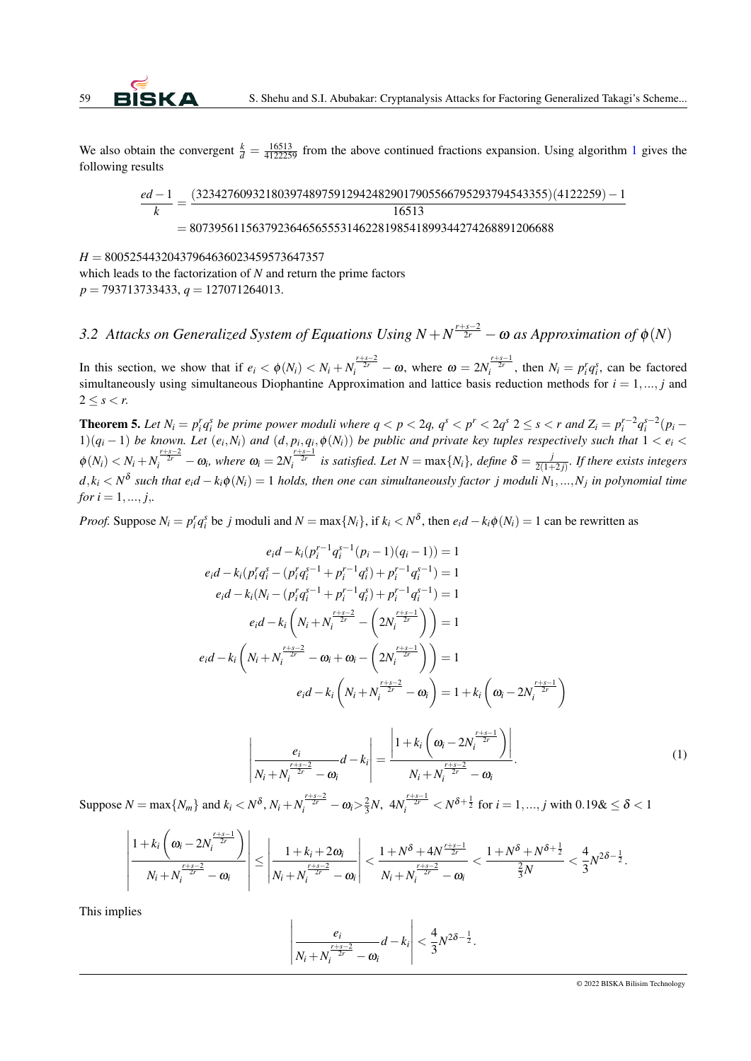We also obtain the convergent $\frac{k}{d} = \frac{16513}{4122259}$ from the above continued fractions expansion. Using algorithm 1 gives the following results

$$\frac{ed-1}{k} = \frac{(32342760932180397489759129424829017905566795293794543355)(4122259)-1}{16513}$$
$$= 8073956115637923646565553146228198541899344274268891206688$$

$H = 80052544320437964636023459573647357$
which leads to the factorization of $N$ and return the prime factors
$p = 793713733433$, $q = 127071264013$.

### 3.2 Attacks on Generalized System of Equations Using $N + N^{\frac{r+s-2}{2r}} - \omega$ as Approximation of $\phi(N)$

In this section, we show that if $e_i < \phi(N_i) < N_i + N_i^{\frac{r+s-2}{2r}} - \omega$, where $\omega = 2N_i^{\frac{r+s-1}{2r}}$, then $N_i = p_i^r q_i^s$, can be factored simultaneously using simultaneous Diophantine Approximation and lattice basis reduction methods for $i = 1, ..., j$ and $2 \leq s < r$.

**Theorem 5.** *Let $N_i = p_i^r q_i^s$ be prime power moduli where $q < p < 2q$, $q^s < p^r < 2q^s$ $2 \leq s < r$ and $Z_i = p_i^{r-2} q_i^{s-2}(p_i - 1)(q_i - 1)$ be known. Let $(e_i, N_i)$ and $(d, p_i, q_i, \phi(N_i))$ be public and private key tuples respectively such that $1 < e_i < \phi(N_i) < N_i + N_i^{\frac{r+s-2}{2r}} - \omega_i$, where $\omega_i = 2N_i^{\frac{r+s-1}{2r}}$ is satisfied. Let $N = \max\{N_i\}$, define $\delta = \frac{j}{2(1+2j)}$. If there exists integers $d, k_i < N^\delta$ such that $e_i d - k_i \phi(N_i) = 1$ holds, then one can simultaneously factor $j$ moduli $N_1, ..., N_j$ in polynomial time for $i = 1, ..., j$,.*

*Proof.* Suppose $N_i = p_i^r q_i^s$ be $j$ moduli and $N = \max\{N_i\}$, if $k_i < N^\delta$, then $e_i d - k_i \phi(N_i) = 1$ can be rewritten as

$$e_i d - k_i(p_i^{r-1} q_i^{s-1}(p_i - 1)(q_i - 1)) = 1$$
$$e_i d - k_i(p_i^r q_i^s - (p_i^r q_i^{s-1} + p_i^{r-1} q_i^s) + p_i^{r-1} q_i^{s-1}) = 1$$
$$e_i d - k_i(N_i - (p_i^r q_i^{s-1} + p_i^{r-1} q_i^s) + p_i^{r-1} q_i^{s-1}) = 1$$
$$e_i d - k_i\left(N_i + N_i^{\frac{r+s-2}{2r}} - \left(2N_i^{\frac{r+s-1}{2r}}\right)\right) = 1$$
$$e_i d - k_i\left(N_i + N_i^{\frac{r+s-2}{2r}} - \omega_i + \omega_i - \left(2N_i^{\frac{r+s-1}{2r}}\right)\right) = 1$$
$$e_i d - k_i\left(N_i + N_i^{\frac{r+s-2}{2r}} - \omega_i\right) = 1 + k_i\left(\omega_i - 2N_i^{\frac{r+s-1}{2r}}\right)$$

$$\left|\frac{e_i}{N_i + N_i^{\frac{r+s-2}{2r}} - \omega_i} d - k_i\right| = \frac{\left|1 + k_i\left(\omega_i - 2N_i^{\frac{r+s-1}{2r}}\right)\right|}{N_i + N_i^{\frac{r+s-2}{2r}} - \omega_i}. \tag{1}$$

Suppose $N = \max\{N_m\}$ and $k_i < N^\delta$, $N_i + N_i^{\frac{r+s-2}{2r}} - \omega_i > \frac{2}{3}N$, $4N_i^{\frac{r+s-1}{2r}} < N^{\delta + \frac{1}{2}}$ for $i = 1, ..., j$ with $0.19\& \leq \delta < 1$

$$\left|\frac{1 + k_i\left(\omega_i - 2N_i^{\frac{r+s-1}{2r}}\right)}{N_i + N_i^{\frac{r+s-2}{2r}} - \omega_i}\right| \leq \left|\frac{1 + k_i + 2\omega_i}{N_i + N_i^{\frac{r+s-2}{2r}} - \omega_i}\right| < \frac{1 + N^\delta + 4N^{\frac{r+s-1}{2r}}}{N_i + N_i^{\frac{r+s-2}{2r}} - \omega_i} < \frac{1 + N^\delta + N^{\delta + \frac{1}{2}}}{\frac{2}{3}N} < \frac{4}{3}N^{2\delta - \frac{1}{2}}.$$

This implies

$$\left|\frac{e_i}{N_i + N_i^{\frac{r+s-2}{2r}} - \omega_i} d - k_i\right| < \frac{4}{3}N^{2\delta - \frac{1}{2}}.$$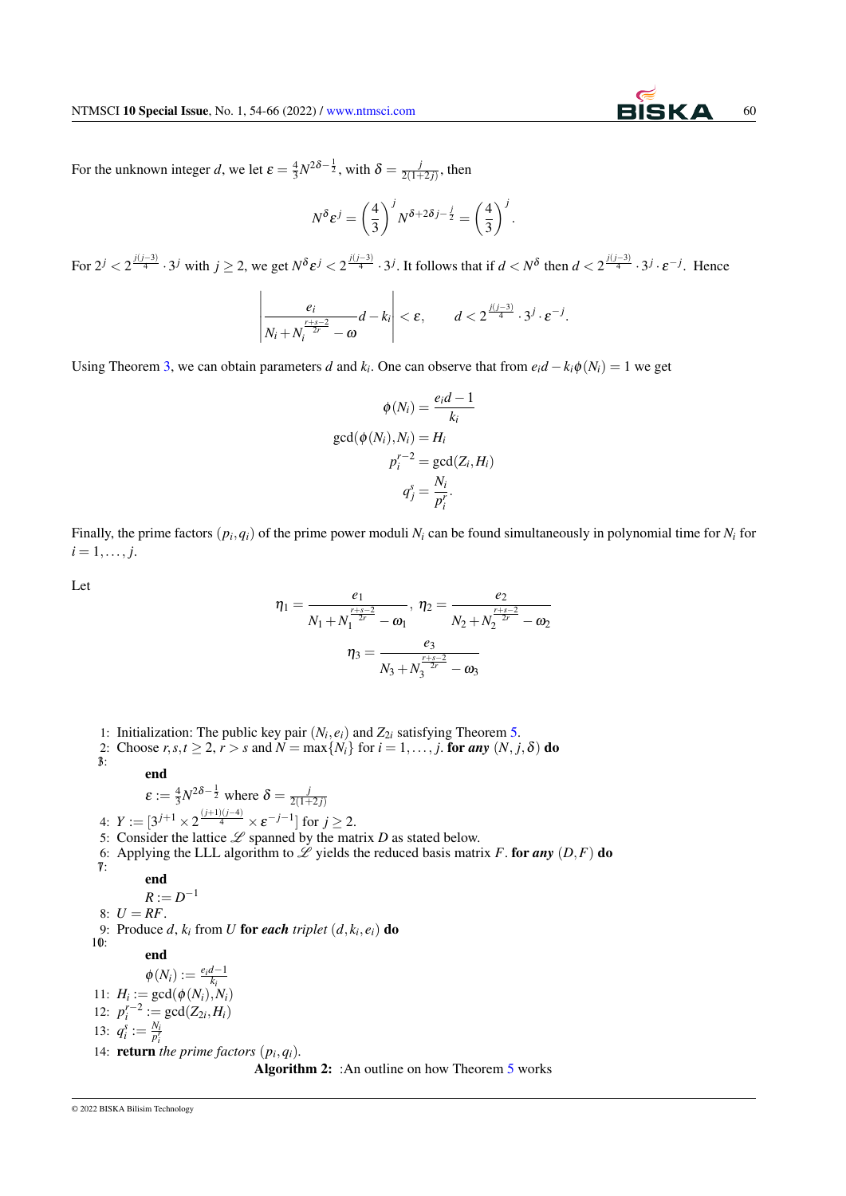For the unknown integer $d$, we let $\varepsilon = \frac{4}{3}N^{2\delta-\frac{1}{2}}$, with $\delta = \frac{j}{2(1+2j)}$, then

$$N^{\delta}\varepsilon^{j} = \left(\frac{4}{3}\right)^{j} N^{\delta+2\delta j-\frac{j}{2}} = \left(\frac{4}{3}\right)^{j}.$$

For $2^j < 2^{\frac{j(j-3)}{4}} \cdot 3^j$ with $j \geq 2$, we get $N^{\delta}\varepsilon^{j} < 2^{\frac{j(j-3)}{4}} \cdot 3^j$. It follows that if $d < N^{\delta}$ then $d < 2^{\frac{j(j-3)}{4}} \cdot 3^j \cdot \varepsilon^{-j}$. Hence

$$\left| \frac{e_i}{N_i + N_i^{\frac{r+s-2}{2r}} - \omega} d - k_i \right| < \varepsilon, \qquad d < 2^{\frac{j(j-3)}{4}} \cdot 3^j \cdot \varepsilon^{-j}.$$

Using Theorem 3, we can obtain parameters $d$ and $k_i$. One can observe that from $e_i d - k_i \phi(N_i) = 1$ we get

$$\phi(N_i) = \frac{e_i d - 1}{k_i}$$
$$\gcd(\phi(N_i), N_i) = H_i$$
$$p_i^{r-2} = \gcd(Z_i, H_i)$$
$$q_j^{s} = \frac{N_i}{p_i^{r}}.$$

Finally, the prime factors $(p_i, q_i)$ of the prime power moduli $N_i$ can be found simultaneously in polynomial time for $N_i$ for $i = 1, \ldots, j$.

Let

$$\eta_1 = \frac{e_1}{N_1 + N_1^{\frac{r+s-2}{2r}} - \omega_1}, \; \eta_2 = \frac{e_2}{N_2 + N_2^{\frac{r+s-2}{2r}} - \omega_2}$$
$$\eta_3 = \frac{e_3}{N_3 + N_3^{\frac{r+s-2}{2r}} - \omega_3}$$

1: Initialization: The public key pair $(N_i, e_i)$ and $Z_{2i}$ satisfying Theorem 5.
2: Choose $r, s, t \geq 2$, $r > s$ and $N = \max\{N_i\}$ for $i = 1, \ldots, j$. **for *any*** $(N, j, \delta)$ **do**
3: $\varepsilon := \frac{4}{3}N^{2\delta-\frac{1}{2}}$ where $\delta = \frac{j}{2(1+2j)}$
**end**
4: $Y := [3^{j+1} \times 2^{\frac{(j+1)(j-4)}{4}} \times \varepsilon^{-j-1}]$ for $j \geq 2$.
5: Consider the lattice $\mathscr{L}$ spanned by the matrix $D$ as stated below.
6: Applying the LLL algorithm to $\mathscr{L}$ yields the reduced basis matrix $F$. **for *any*** $(D, F)$ **do**
7: $R := D^{-1}$
**end**
8: $U = RF$.
9: Produce $d$, $k_i$ from $U$ **for *each*** *triplet* $(d, k_i, e_i)$ **do**
10: $\phi(N_i) := \frac{e_i d - 1}{k_i}$
**end**
11: $H_i := \gcd(\phi(N_i), N_i)$
12: $p_i^{r-2} := \gcd(Z_{2i}, H_i)$
13: $q_i^{s} := \frac{N_i}{p_i^{r}}$
14: **return** *the prime factors* $(p_i, q_i)$.

**Algorithm 2:** :An outline on how Theorem 5 works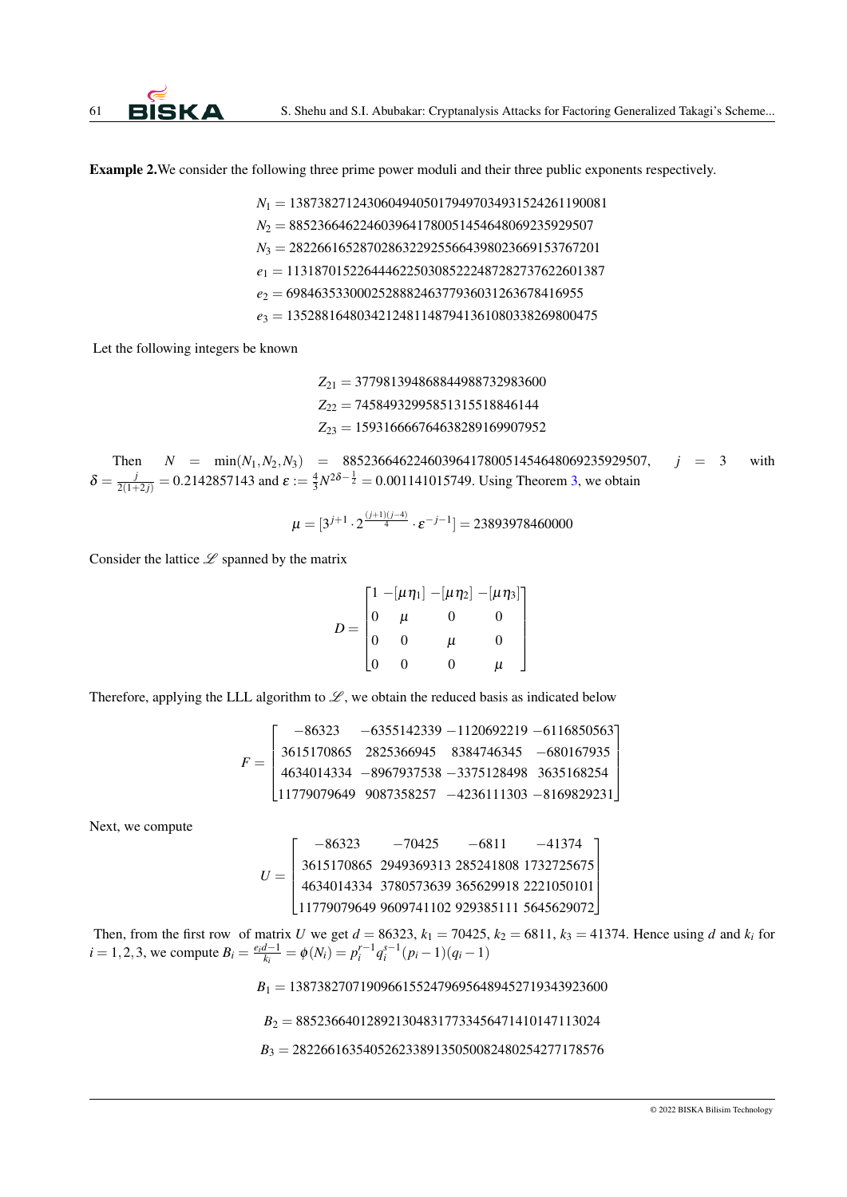**Example 2.** We consider the following three prime power moduli and their three public exponents respectively.

$$N_1 = 1387382712430604940501794970349315242611190081$$
$$N_2 = 885236646224603964178005145464806923592950 7$$
$$N_3 = 2822661652870286322925566439802366915376720 1$$
$$e_1 = 1131870152264446225030852224872827376226013 87$$
$$e_2 = 698463533000252888246377936031263678416955$$
$$e_3 = 1352881648034212481148794136108033826980047 5$$

Let the following integers be known

$$Z_{21} = 3779813948688449887329836 00$$
$$Z_{22} = 7458493299585131551884614 4$$
$$Z_{23} = 1593166667646382891699079 52$$

Then $N = \min(N_1, N_2, N_3) = 885236646224603964178005145464806923592950 7$, $j = 3$ with $\delta = \frac{j}{2(1+2j)} = 0.2142857143$ and $\varepsilon := \frac{4}{3}N^{2\delta - \frac{1}{2}} = 0.001141015749$. Using Theorem 3, we obtain

$$\mu = [3^{j+1} \cdot 2^{\frac{(j+1)(j-4)}{4}} \cdot \varepsilon^{-j-1}] = 23893978460000$$

Consider the lattice $\mathscr{L}$ spanned by the matrix

$$D = \begin{bmatrix} 1 & -[\mu\eta_1] & -[\mu\eta_2] & -[\mu\eta_3] \\ 0 & \mu & 0 & 0 \\ 0 & 0 & \mu & 0 \\ 0 & 0 & 0 & \mu \end{bmatrix}$$

Therefore, applying the LLL algorithm to $\mathscr{L}$, we obtain the reduced basis as indicated below

$$F = \begin{bmatrix} -86323 & -6355142339 & -1120692219 & -6116850563 \\ 3615170865 & 2825366945 & 8384746345 & -680167935 \\ 4634014334 & -8967937538 & -3375128498 & 3635168254 \\ 11779079649 & 9087358257 & -4236111303 & -8169829231 \end{bmatrix}$$

Next, we compute

$$U = \begin{bmatrix} -86323 & -70425 & -6811 & -41374 \\ 3615170865 & 2949369313 & 285241808 & 1732725675 \\ 4634014334 & 3780573639 & 365629918 & 2221050101 \\ 11779079649 & 9609741102 & 929385111 & 5645629072 \end{bmatrix}$$

Then, from the first row of matrix $U$ we get $d = 86323$, $k_1 = 70425$, $k_2 = 6811$, $k_3 = 41374$. Hence using $d$ and $k_i$ for $i = 1, 2, 3$, we compute $B_i = \frac{e_i d - 1}{k_i} = \phi(N_i) = p_i^{r-1} q_i^{s-1}(p_i - 1)(q_i - 1)$

$$B_1 = 1387382707190966155247969564894527193439236 00$$

$$B_2 = 885236640128921304831773345647141014711302 4$$

$$B_3 = 2822661635405262338913505008248025427717857 6$$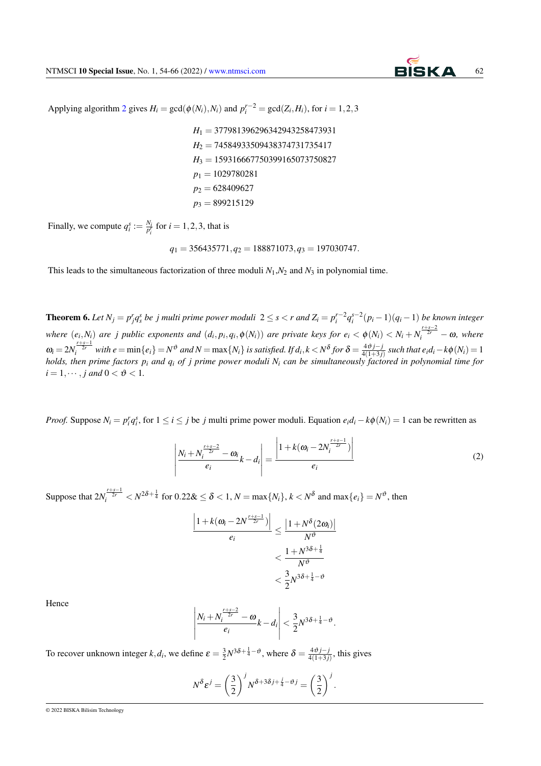Applying algorithm 2 gives $H_i = \gcd(\phi(N_i), N_i)$ and $p_i^{r-2} = \gcd(Z_i, H_i)$, for $i = 1, 2, 3$

$$\begin{aligned}
H_1 &= 37798139629634294325847393 1 \\
H_2 &= 745849335094383747317354 17 \\
H_3 &= 159316667750399165073750827 \\
p_1 &= 1029780281 \\
p_2 &= 628409627 \\
p_3 &= 899215129
\end{aligned}$$

Finally, we compute $q_i^s := \frac{N_i}{p_i^r}$ for $i = 1, 2, 3$, that is

$$q_1 = 356435771, q_2 = 188871073, q_3 = 197030747.$$

This leads to the simultaneous factorization of three moduli $N_1$,$N_2$ and $N_3$ in polynomial time.

**Theorem 6.** *Let $N_j = p_j^r q_s^s$ be $j$ multi prime power moduli $2 \leq s < r$ and $Z_i = p_i^{r-2} q_i^{s-2}(p_i - 1)(q_i - 1)$ be known integer where $(e_i, N_i)$ are $j$ public exponents and $(d_i, p_i, q_i, \phi(N_i))$ are private keys for $e_i < \phi(N_i) < N_i + N_i^{\frac{r+s-2}{2r}} - \omega$, where $\omega_i = 2N_i^{\frac{r+s-1}{2r}}$ with $e = \min\{e_i\} = N^{\vartheta}$ and $N = \max\{N_i\}$ is satisfied. If $d_i, k < N^{\delta}$ for $\delta = \frac{4\vartheta j - j}{4(1+3j)}$ such that $e_i d_i - k\phi(N_i) = 1$ holds, then prime factors $p_i$ and $q_i$ of $j$ prime power moduli $N_i$ can be simultaneously factored in polynomial time for $i = 1, \cdots, j$ and $0 < \vartheta < 1$.*

*Proof.* Suppose $N_i = p_i^r q_i^s$, for $1 \leq i \leq j$ be $j$ multi prime power moduli. Equation $e_i d_i - k\phi(N_i) = 1$ can be rewritten as

$$\left| \frac{N_i + N_i^{\frac{r+s-2}{2r}} - \omega_i}{e_i} k - d_i \right| = \frac{\left| 1 + k(\omega_i - 2N_i^{\frac{r+s-1}{2r}}) \right|}{e_i} \tag{2}$$

Suppose that $2N_i^{\frac{r+s-1}{2r}} < N^{2\delta + \frac{1}{4}}$ for $0.22\& \leq \delta < 1$, $N = \max\{N_i\}$, $k < N^{\delta}$ and $\max\{e_i\} = N^{\vartheta}$, then

$$\begin{aligned}
\frac{\left| 1 + k(\omega_i - 2N^{\frac{r+s-1}{2r}}) \right|}{e_i} &\leq \frac{\left| 1 + N^{\delta}(2\omega_i) \right|}{N^{\vartheta}} \\
&< \frac{1 + N^{3\delta + \frac{1}{4}}}{N^{\vartheta}} \\
&< \frac{3}{2} N^{3\delta + \frac{1}{4} - \vartheta}
\end{aligned}$$

Hence

$$\left| \frac{N_i + N_i^{\frac{r+s-2}{2r}} - \omega}{e_i} k - d_i \right| < \frac{3}{2} N^{3\delta + \frac{1}{4} - \vartheta}.$$

To recover unknown integer $k, d_i$, we define $\varepsilon = \frac{3}{2} N^{3\delta + \frac{1}{4} - \vartheta}$, where $\delta = \frac{4\vartheta j - j}{4(1+3j)}$, this gives

$$N^{\delta} \varepsilon^j = \left(\frac{3}{2}\right)^j N^{\delta + 3\delta j + \frac{j}{4} - \vartheta j} = \left(\frac{3}{2}\right)^j.$$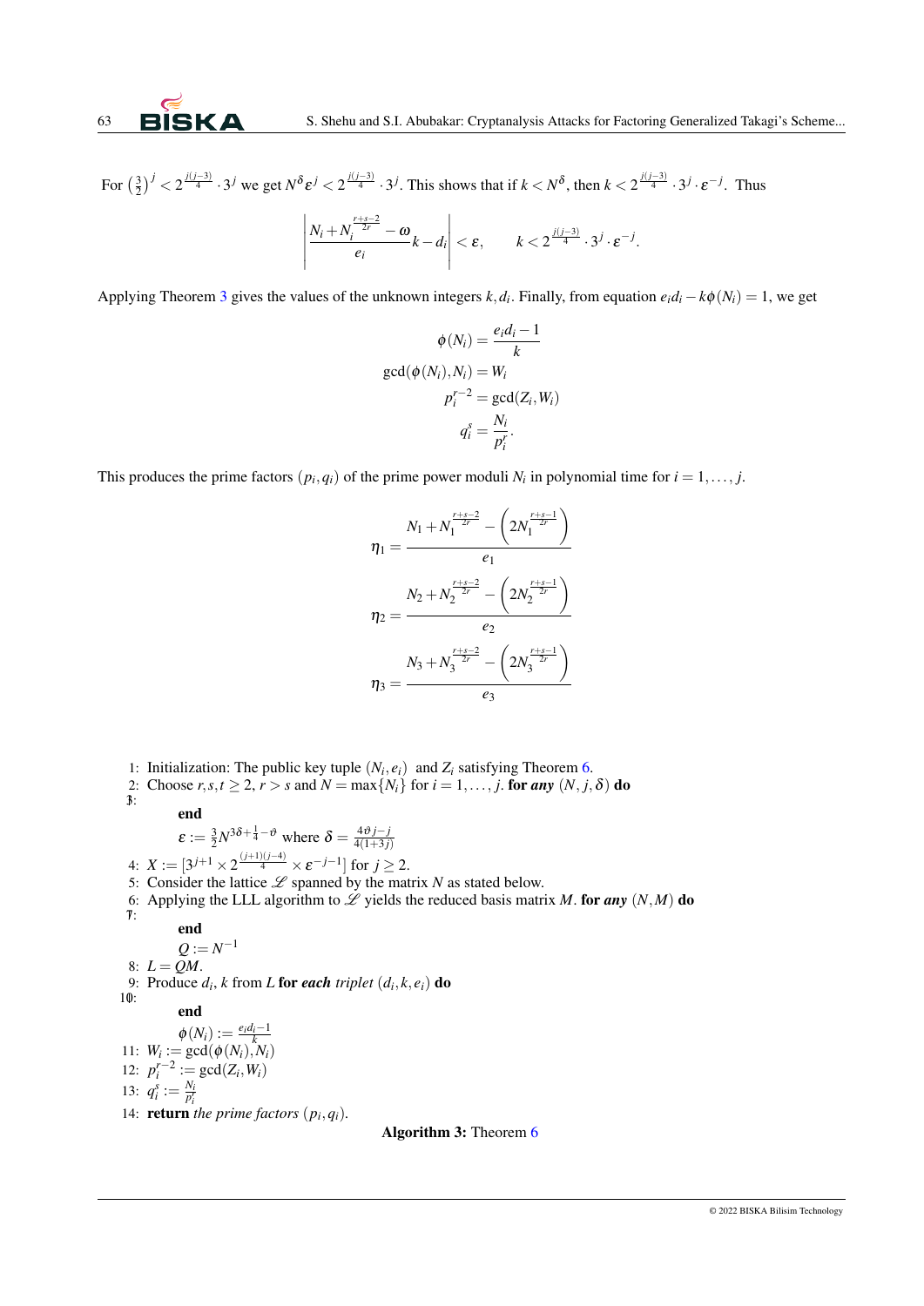For $\left(\frac{3}{2}\right)^j < 2^{\frac{j(j-3)}{4}} \cdot 3^j$ we get $N^\delta \varepsilon^j < 2^{\frac{j(j-3)}{4}} \cdot 3^j$. This shows that if $k < N^\delta$, then $k < 2^{\frac{j(j-3)}{4}} \cdot 3^j \cdot \varepsilon^{-j}$. Thus

$$\left| \frac{N_i + N_i^{\frac{r+s-2}{2r}} - \omega}{e_i} k - d_i \right| < \varepsilon, \qquad k < 2^{\frac{j(j-3)}{4}} \cdot 3^j \cdot \varepsilon^{-j}.$$

Applying Theorem 3 gives the values of the unknown integers $k, d_i$. Finally, from equation $e_i d_i - k\phi(N_i) = 1$, we get

$$\phi(N_i) = \frac{e_i d_i - 1}{k}$$
$$\gcd(\phi(N_i), N_i) = W_i$$
$$p_i^{r-2} = \gcd(Z_i, W_i)$$
$$q_i^s = \frac{N_i}{p_i^r}.$$

This produces the prime factors $(p_i, q_i)$ of the prime power moduli $N_i$ in polynomial time for $i = 1, \ldots, j$.

$$\eta_1 = \frac{N_1 + N_1^{\frac{r+s-2}{2r}} - \left(2N_1^{\frac{r+s-1}{2r}}\right)}{e_1}$$
$$\eta_2 = \frac{N_2 + N_2^{\frac{r+s-2}{2r}} - \left(2N_2^{\frac{r+s-1}{2r}}\right)}{e_2}$$
$$\eta_3 = \frac{N_3 + N_3^{\frac{r+s-2}{2r}} - \left(2N_3^{\frac{r+s-1}{2r}}\right)}{e_3}$$

1: Initialization: The public key tuple $(N_i, e_i)$ and $Z_i$ satisfying Theorem 6.
2: Choose $r, s, t \geq 2$, $r > s$ and $N = \max\{N_i\}$ for $i = 1, \ldots, j$. **for** ***any*** $(N, j, \delta)$ **do**
3: $\varepsilon := \frac{3}{2} N^{3\delta + \frac{1}{4} - \vartheta}$ where $\delta = \frac{4\vartheta j - j}{4(1+3j)}$
**end**
4: $X := [3^{j+1} \times 2^{\frac{(j+1)(j-4)}{4}} \times \varepsilon^{-j-1}]$ for $j \geq 2$.
5: Consider the lattice $\mathscr{L}$ spanned by the matrix $N$ as stated below.
6: Applying the LLL algorithm to $\mathscr{L}$ yields the reduced basis matrix $M$. **for** ***any*** $(N, M)$ **do**
7: $Q := N^{-1}$
**end**
8: $L = QM$.
9: Produce $d_i, k$ from $L$ **for** ***each*** *triplet* $(d_i, k, e_i)$ **do**
10: $\phi(N_i) := \frac{e_i d_i - 1}{k}$
**end**
11: $W_i := \gcd(\phi(N_i), N_i)$
12: $p_i^{r-2} := \gcd(Z_i, W_i)$
13: $q_i^s := \frac{N_i}{p_i^r}$
14: **return** *the prime factors* $(p_i, q_i)$.

**Algorithm 3:** Theorem 6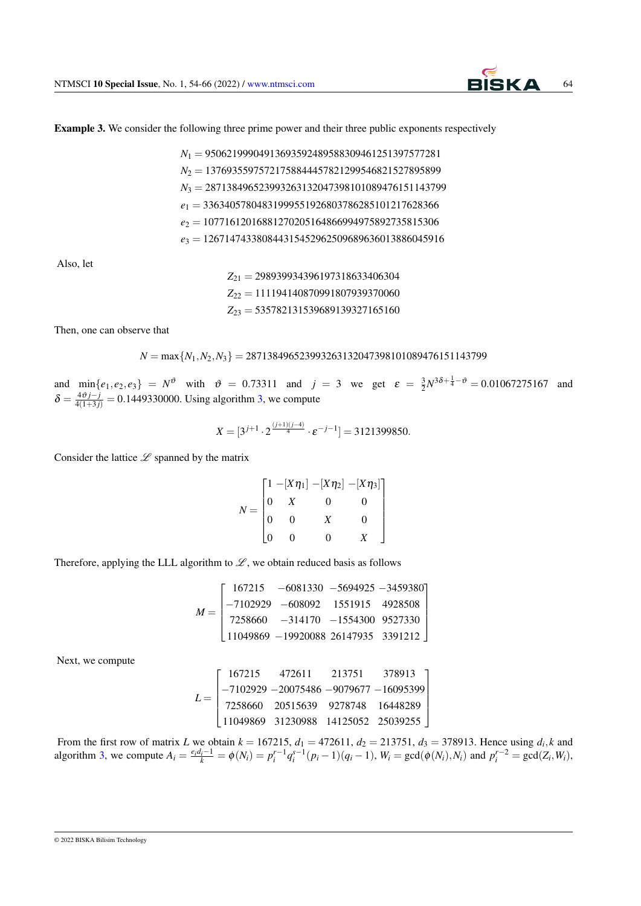**Example 3.** We consider the following three prime power and their three public exponents respectively

$$N_1 = 950621999049136935924895883094612513975772 81$$

$$N_2 = 137693559757217588444578212995468215278958 99$$

$$N_3 = 287138496523993263132047398101089476151143799$$

$$e_1 = 336340578048319995519268037862851012176283 66$$

$$e_2 = 107716120168812702051648669949758927358153 06$$

$$e_3 = 126714743380844315452962509689636013886045916$$

Also, let

$$Z_{21} = 29893993439619731863340630 4$$

$$Z_{22} = 11119414087099180793937006 0$$

$$Z_{23} = 53578213153968913932716516 0$$

Then, one can observe that

$$N = \max\{N_1, N_2, N_3\} = 287138496523993263132047398101089476151143799$$

and $\min\{e_1, e_2, e_3\} = N^{\vartheta}$ with $\vartheta = 0.73311$ and $j = 3$ we get $\varepsilon = \frac{3}{2}N^{3\delta + \frac{1}{4} - \vartheta} = 0.01067275167$ and $\delta = \frac{4\vartheta j - j}{4(1+3j)} = 0.1449330000$. Using algorithm 3, we compute

$$X = [3^{j+1} \cdot 2^{\frac{(j+1)(j-4)}{4}} \cdot \varepsilon^{-j-1}] = 3121399850.$$

Consider the lattice $\mathscr{L}$ spanned by the matrix

$$N = \begin{bmatrix} 1 & -[X\eta_1] & -[X\eta_2] & -[X\eta_3] \\ 0 & X & 0 & 0 \\ 0 & 0 & X & 0 \\ 0 & 0 & 0 & X \end{bmatrix}$$

Therefore, applying the LLL algorithm to $\mathscr{L}$, we obtain reduced basis as follows

$$M = \begin{bmatrix} 167215 & -6081330 & -5694925 & -3459380 \\ -7102929 & -608092 & 1551915 & 4928508 \\ 7258660 & -314170 & -1554300 & 9527330 \\ 11049869 & -19920088 & 26147935 & 3391212 \end{bmatrix}$$

Next, we compute

$$L = \begin{bmatrix} 167215 & 472611 & 213751 & 378913 \\ -7102929 & -20075486 & -9079677 & -16095399 \\ 7258660 & 20515639 & 9278748 & 16448289 \\ 11049869 & 31230988 & 14125052 & 25039255 \end{bmatrix}$$

From the first row of matrix $L$ we obtain $k = 167215$, $d_1 = 472611$, $d_2 = 213751$, $d_3 = 378913$. Hence using $d_i, k$ and algorithm 3, we compute $A_i = \frac{e_i d_i - 1}{k} = \phi(N_i) = p_i^{r-1} q_i^{s-1}(p_i - 1)(q_i - 1)$, $W_i = \gcd(\phi(N_i), N_i)$ and $p_i^{r-2} = \gcd(Z_i, W_i)$,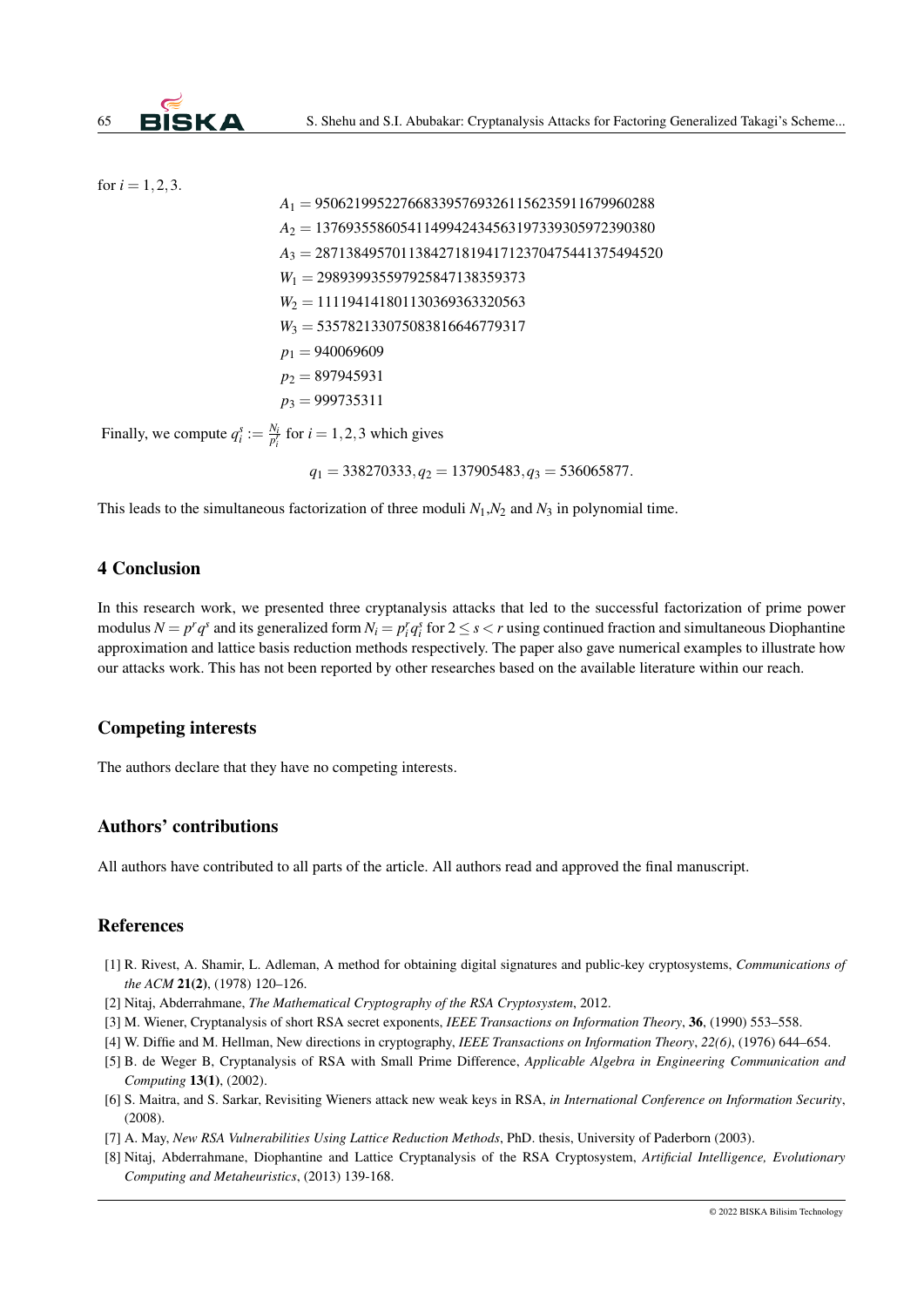for $i = 1,2,3$.

$$A_1 = 9506219952276683395769326115623591167996028 8$$

$$A_2 = 13769355860541149942434563197339305972390380$$

$$A_3 = 28713849570113842718194171237047544137549 4520$$

$$W_1 = 2989399355979258471383593 73$$

$$W_2 = 1111941418011303693633205 63$$

$$W_3 = 5357821330750838166467793 17$$

$$p_1 = 940069609$$

$$p_2 = 897945931$$

$$p_3 = 999735311$$

Finally, we compute $q_i^s := \frac{N_i}{p_i^r}$ for $i = 1,2,3$ which gives

$$q_1 = 338270333, q_2 = 137905483, q_3 = 536065877.$$

This leads to the simultaneous factorization of three moduli $N_1$,$N_2$ and $N_3$ in polynomial time.

## 4 Conclusion

In this research work, we presented three cryptanalysis attacks that led to the successful factorization of prime power modulus $N = p^r q^s$ and its generalized form $N_i = p_i^r q_i^s$ for $2 \leq s < r$ using continued fraction and simultaneous Diophantine approximation and lattice basis reduction methods respectively. The paper also gave numerical examples to illustrate how our attacks work. This has not been reported by other researches based on the available literature within our reach.

## Competing interests

The authors declare that they have no competing interests.

## Authors' contributions

All authors have contributed to all parts of the article. All authors read and approved the final manuscript.

## References

[1] R. Rivest, A. Shamir, L. Adleman, A method for obtaining digital signatures and public-key cryptosystems, *Communications of the ACM* **21(2)**, (1978) 120–126.

[2] Nitaj, Abderrahmane, *The Mathematical Cryptography of the RSA Cryptosystem*, 2012.

[3] M. Wiener, Cryptanalysis of short RSA secret exponents, *IEEE Transactions on Information Theory*, **36**, (1990) 553–558.

[4] W. Diffie and M. Hellman, New directions in cryptography, *IEEE Transactions on Information Theory*, *22(6)*, (1976) 644–654.

[5] B. de Weger B, Cryptanalysis of RSA with Small Prime Difference, *Applicable Algebra in Engineering Communication and Computing* **13(1)**, (2002).

[6] S. Maitra, and S. Sarkar, Revisiting Wieners attack new weak keys in RSA, *in International Conference on Information Security*, (2008).

[7] A. May, *New RSA Vulnerabilities Using Lattice Reduction Methods*, PhD. thesis, University of Paderborn (2003).

[8] Nitaj, Abderrahmane, Diophantine and Lattice Cryptanalysis of the RSA Cryptosystem, *Artificial Intelligence, Evolutionary Computing and Metaheuristics*, (2013) 139-168.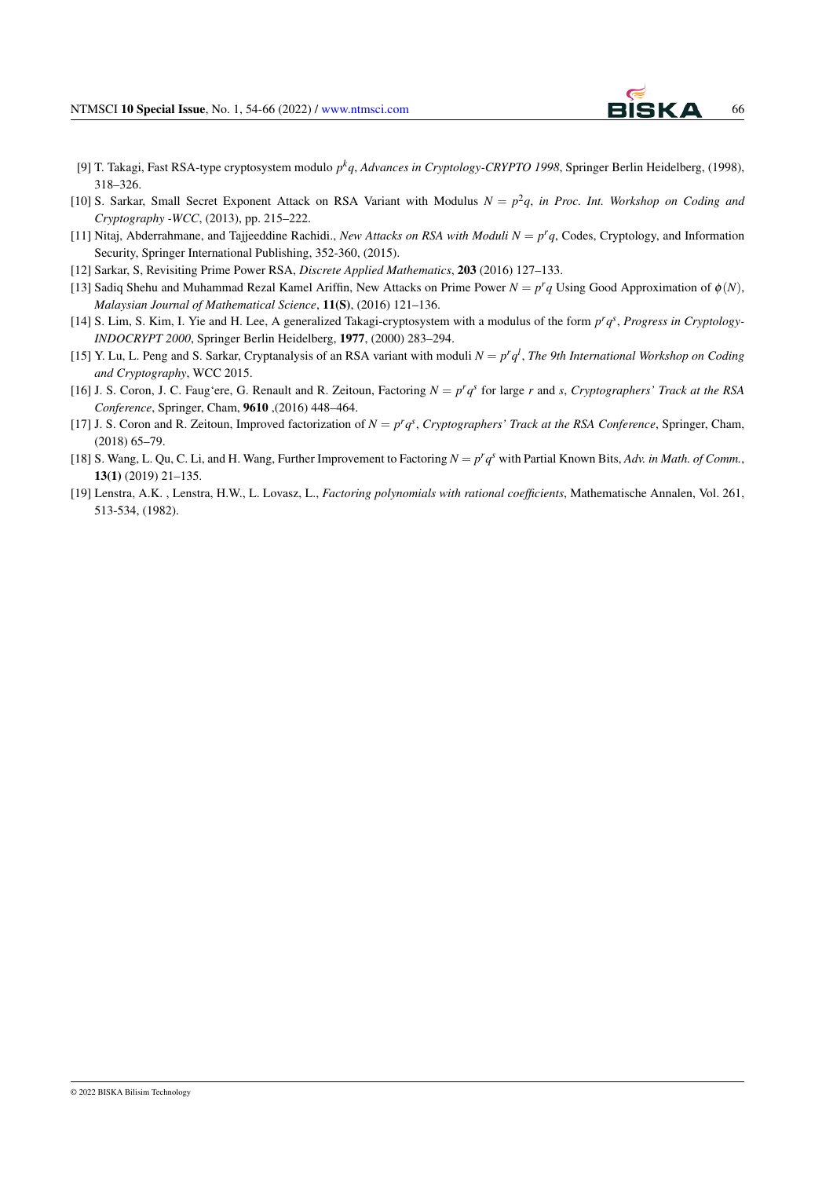[9] T. Takagi, Fast RSA-type cryptosystem modulo $p^k q$, *Advances in Cryptology-CRYPTO 1998*, Springer Berlin Heidelberg, (1998), 318–326.

[10] S. Sarkar, Small Secret Exponent Attack on RSA Variant with Modulus $N = p^2 q$, *in Proc. Int. Workshop on Coding and Cryptography -WCC*, (2013), pp. 215–222.

[11] Nitaj, Abderrahmane, and Tajjeeddine Rachidi., *New Attacks on RSA with Moduli $N = p^r q$*, Codes, Cryptology, and Information Security, Springer International Publishing, 352-360, (2015).

[12] Sarkar, S, Revisiting Prime Power RSA, *Discrete Applied Mathematics*, **203** (2016) 127–133.

[13] Sadiq Shehu and Muhammad Rezal Kamel Ariffin, New Attacks on Prime Power $N = p^r q$ Using Good Approximation of $\phi(N)$, *Malaysian Journal of Mathematical Science*, **11(S)**, (2016) 121–136.

[14] S. Lim, S. Kim, I. Yie and H. Lee, A generalized Takagi-cryptosystem with a modulus of the form $p^r q^s$, *Progress in Cryptology-INDOCRYPT 2000*, Springer Berlin Heidelberg, **1977**, (2000) 283–294.

[15] Y. Lu, L. Peng and S. Sarkar, Cryptanalysis of an RSA variant with moduli $N = p^r q^l$, *The 9th International Workshop on Coding and Cryptography*, WCC 2015.

[16] J. S. Coron, J. C. Faug'ere, G. Renault and R. Zeitoun, Factoring $N = p^r q^s$ for large $r$ and $s$, *Cryptographers' Track at the RSA Conference*, Springer, Cham, **9610** ,(2016) 448–464.

[17] J. S. Coron and R. Zeitoun, Improved factorization of $N = p^r q^s$, *Cryptographers' Track at the RSA Conference*, Springer, Cham, (2018) 65–79.

[18] S. Wang, L. Qu, C. Li, and H. Wang, Further Improvement to Factoring $N = p^r q^s$ with Partial Known Bits, *Adv. in Math. of Comm.*, **13(1)** (2019) 21–135.

[19] Lenstra, A.K. , Lenstra, H.W., L. Lovasz, L., *Factoring polynomials with rational coefficients*, Mathematische Annalen, Vol. 261, 513-534, (1982).